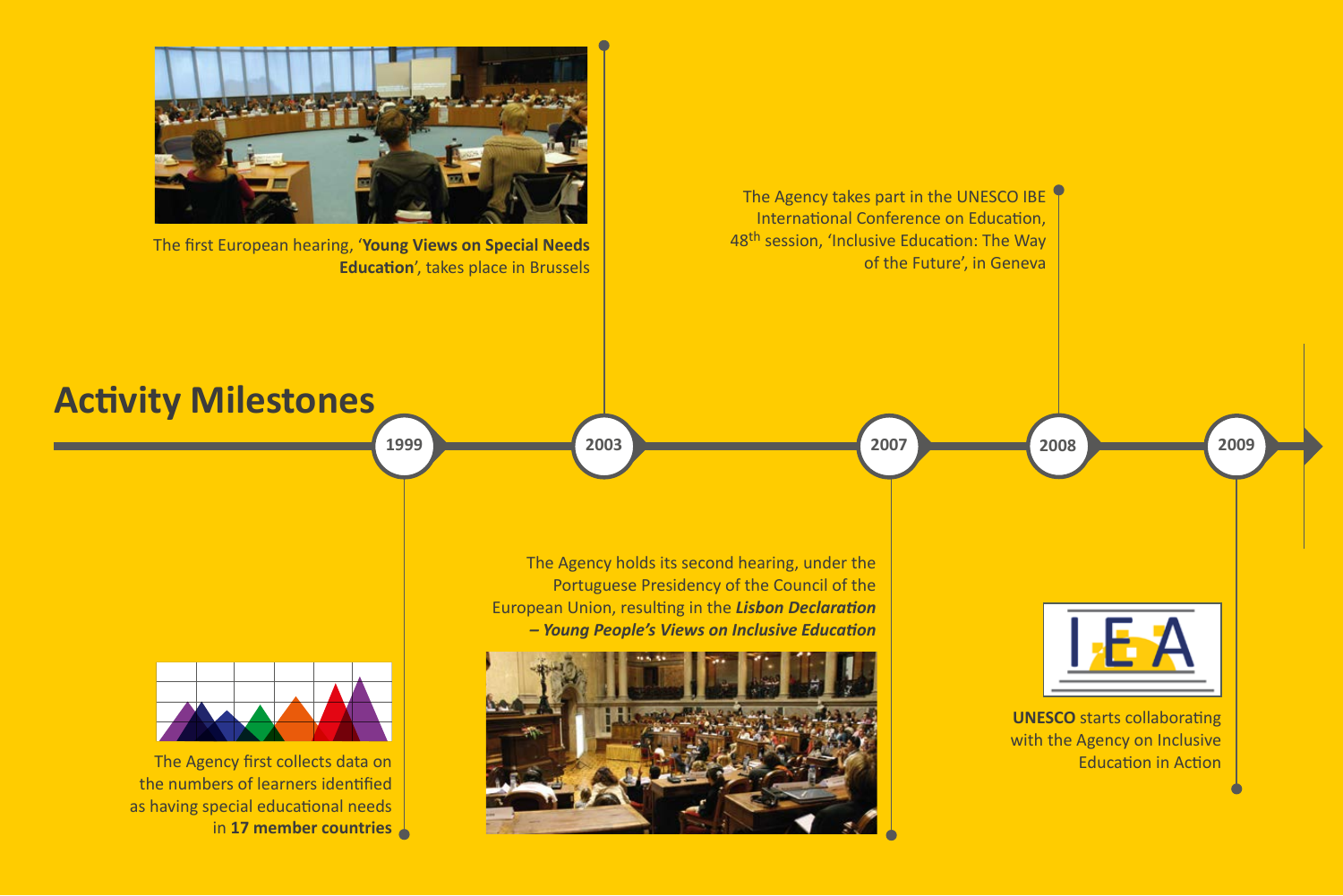## Activity Milestones

**1999**

The Agency first collects data on the numbers of learners identified as having special educational needs in **17 member countries**

**2003**

The first European hearing, '**Young Views on Special Needs Education**', takes place in Brussels

**2007**

The Agency holds its second hearing, under the Portuguese Presidency of the Council of the European Union, resulting in the ***Lisbon Declaration – Young People's Views on Inclusive Education***

**2008**

The Agency takes part in the UNESCO IBE International Conference on Education, 48th session, 'Inclusive Education: The Way of the Future', in Geneva

**2009**

**UNESCO** starts collaborating with the Agency on Inclusive Education in Action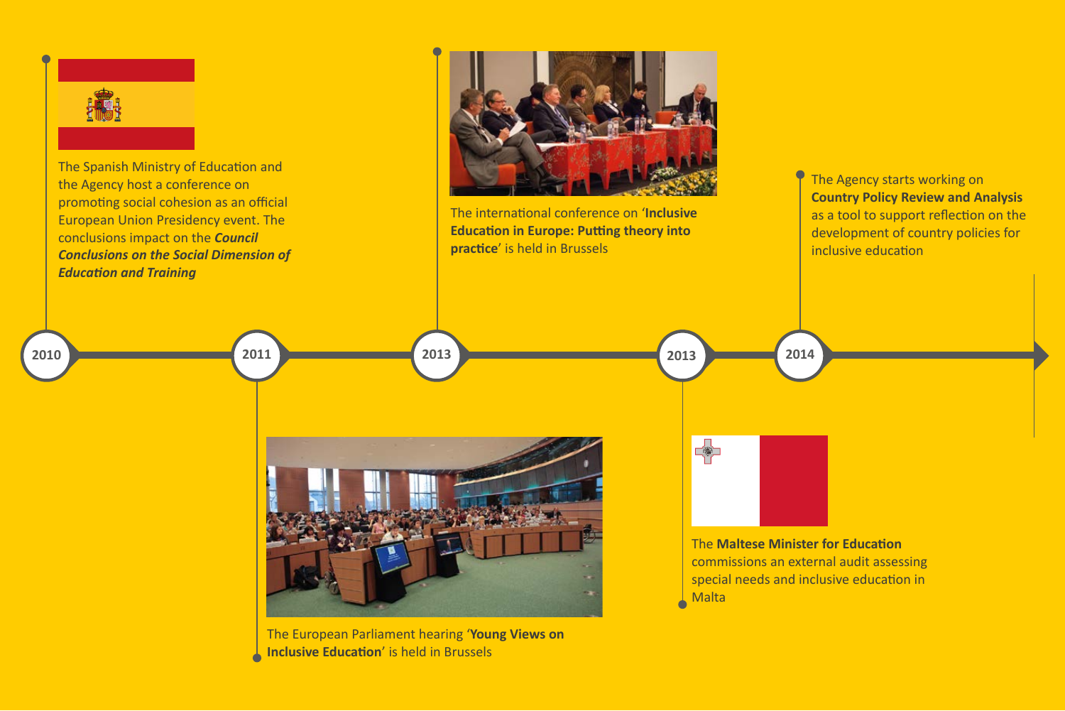**2010**

The Spanish Ministry of Education and the Agency host a conference on promoting social cohesion as an official European Union Presidency event. The conclusions impact on the ***Council Conclusions on the Social Dimension of Education and Training***

**2011**

The European Parliament hearing '**Young Views on Inclusive Education**' is held in Brussels

**2013**

The international conference on '**Inclusive Education in Europe: Putting theory into practice**' is held in Brussels

**2013**

The **Maltese Minister for Education** commissions an external audit assessing special needs and inclusive education in Malta

**2014**

The Agency starts working on **Country Policy Review and Analysis** as a tool to support reflection on the development of country policies for inclusive education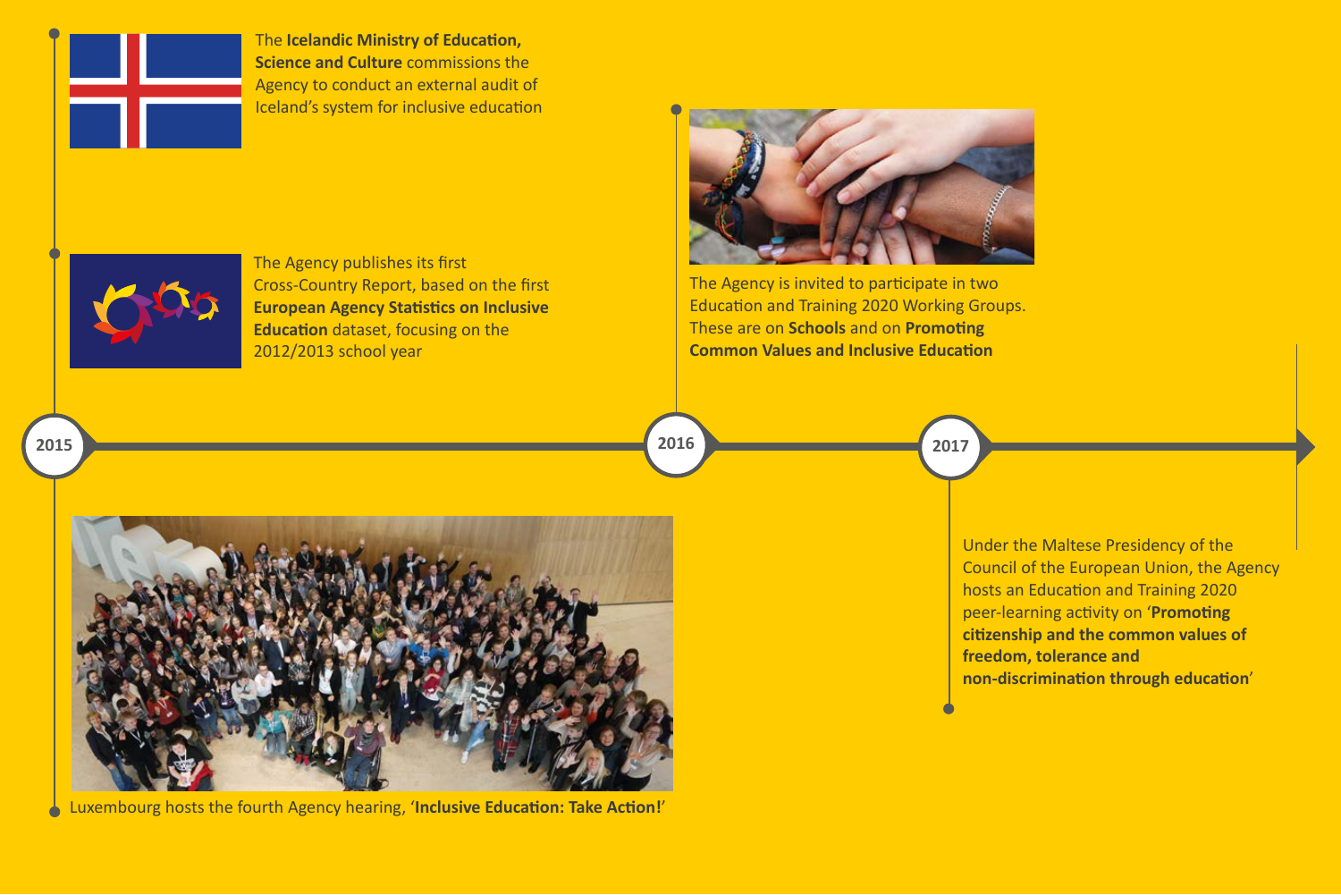## 2015

The **Icelandic Ministry of Education, Science and Culture** commissions the Agency to conduct an external audit of Iceland's system for inclusive education

The Agency publishes its first Cross-Country Report, based on the first **European Agency Statistics on Inclusive Education** dataset, focusing on the 2012/2013 school year

Luxembourg hosts the fourth Agency hearing, '**Inclusive Education: Take Action!**'

## 2016

The Agency is invited to participate in two Education and Training 2020 Working Groups. These are on **Schools** and on **Promoting Common Values and Inclusive Education**

## 2017

Under the Maltese Presidency of the Council of the European Union, the Agency hosts an Education and Training 2020 peer-learning activity on '**Promoting citizenship and the common values of freedom, tolerance and non-discrimination through education**'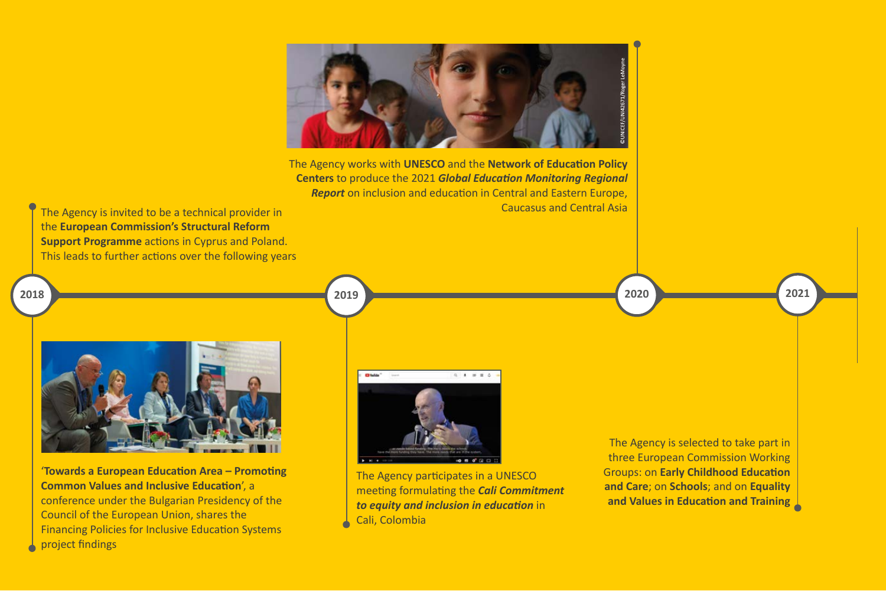**2018**

The Agency is invited to be a technical provider in the **European Commission's Structural Reform Support Programme** actions in Cyprus and Poland. This leads to further actions over the following years

'**Towards a European Education Area – Promoting Common Values and Inclusive Education**', a conference under the Bulgarian Presidency of the Council of the European Union, shares the Financing Policies for Inclusive Education Systems project findings

**2019**

The Agency participates in a UNESCO meeting formulating the ***Cali Commitment to equity and inclusion in education*** in Cali, Colombia

**2020**

The Agency works with **UNESCO** and the **Network of Education Policy Centers** to produce the 2021 ***Global Education Monitoring Regional Report*** on inclusion and education in Central and Eastern Europe, Caucasus and Central Asia

©UNICEF/UNI42671/Roger LeMoyne

**2021**

The Agency is selected to take part in three European Commission Working Groups: on **Early Childhood Education and Care**; on **Schools**; and on **Equality and Values in Education and Training**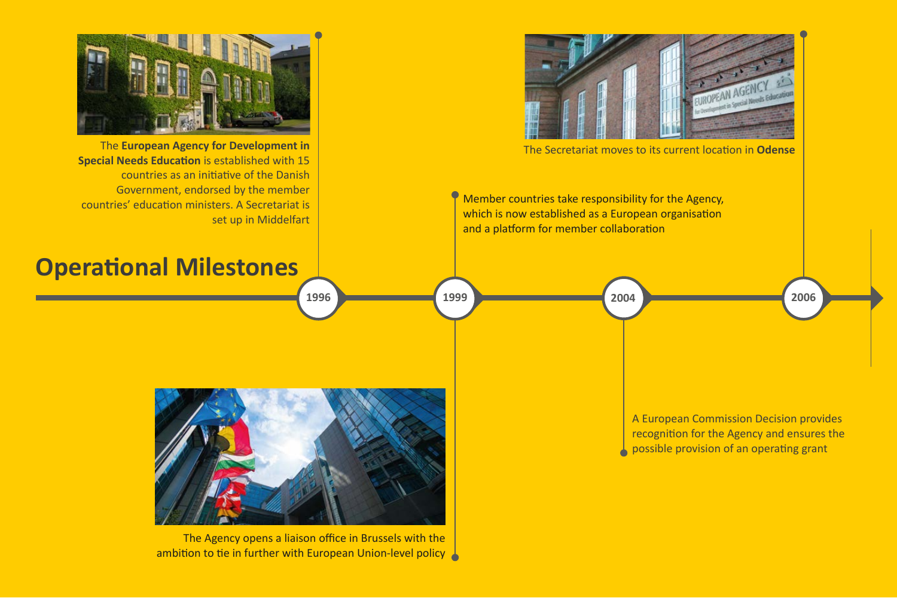## Operational Milestones

**1996**

The **European Agency for Development in Special Needs Education** is established with 15 countries as an initiative of the Danish Government, endorsed by the member countries' education ministers. A Secretariat is set up in Middelfart

**1999**

Member countries take responsibility for the Agency, which is now established as a European organisation and a platform for member collaboration

The Agency opens a liaison office in Brussels with the ambition to tie in further with European Union-level policy

**2004**

A European Commission Decision provides recognition for the Agency and ensures the possible provision of an operating grant

**2006**

The Secretariat moves to its current location in **Odense**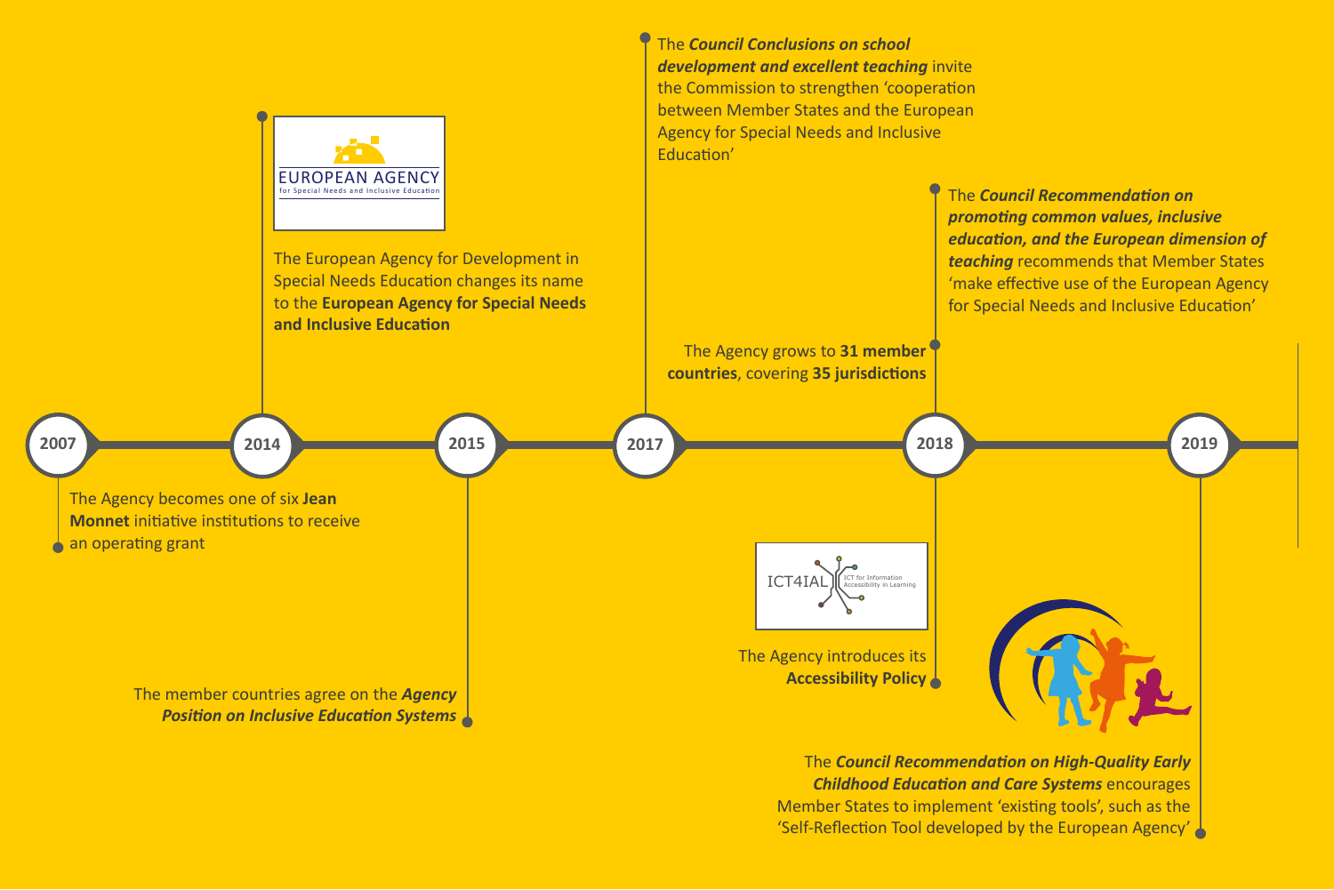**2007**

The Agency becomes one of six **Jean Monnet** initiative institutions to receive an operating grant

**2014**

The European Agency for Development in Special Needs Education changes its name to the **European Agency for Special Needs and Inclusive Education**

EUROPEAN AGENCY for Special Needs and Inclusive Education

**2015**

The member countries agree on the ***Agency Position on Inclusive Education Systems***

**2017**

The ***Council Conclusions on school development and excellent teaching*** invite the Commission to strengthen 'cooperation between Member States and the European Agency for Special Needs and Inclusive Education'

**2018**

The ***Council Recommendation on promoting common values, inclusive education, and the European dimension of teaching*** recommends that Member States 'make effective use of the European Agency for Special Needs and Inclusive Education'

The Agency grows to **31 member countries**, covering **35 jurisdictions**

The Agency introduces its **Accessibility Policy**

ICT4IAL ICT for Information Accessibility in Learning

**2019**

The ***Council Recommendation on High-Quality Early Childhood Education and Care Systems*** encourages Member States to implement 'existing tools', such as the 'Self-Reflection Tool developed by the European Agency'